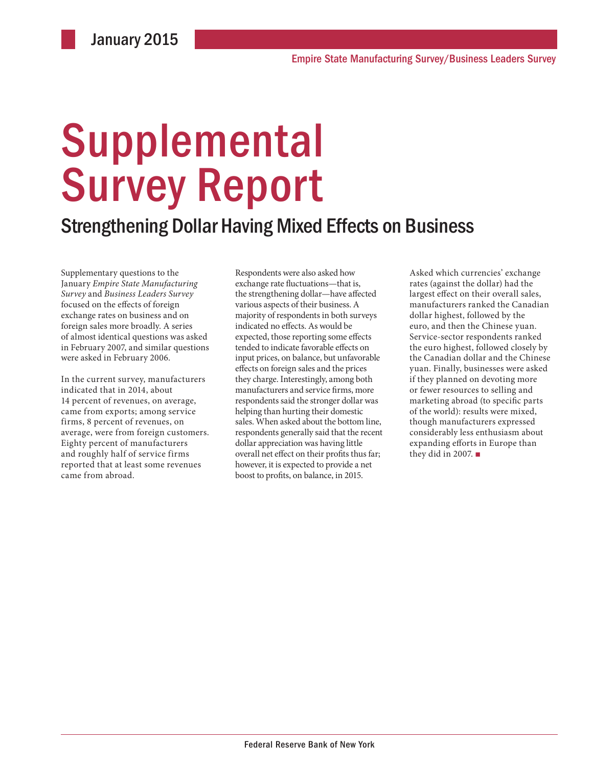January 2015

Empire State Manufacturing Survey/Business Leaders Survey

# Supplemental Survey Report

## Strengthening Dollar Having Mixed Effects on Business

Supplementary questions to the January *Empire State Manufacturing Survey* and *Business Leaders Survey* focused on the effects of foreign exchange rates on business and on foreign sales more broadly. A series of almost identical questions was asked in February 2007, and similar questions were asked in February 2006.

In the current survey, manufacturers indicated that in 2014, about 14 percent of revenues, on average, came from exports; among service firms, 8 percent of revenues, on average, were from foreign customers. Eighty percent of manufacturers and roughly half of service firms reported that at least some revenues came from abroad.

Respondents were also asked how exchange rate fluctuations—that is, the strengthening dollar—have affected various aspects of their business. A majority of respondents in both surveys indicated no effects. As would be expected, those reporting some effects tended to indicate favorable effects on input prices, on balance, but unfavorable effects on foreign sales and the prices they charge. Interestingly, among both manufacturers and service firms, more respondents said the stronger dollar was helping than hurting their domestic sales. When asked about the bottom line, respondents generally said that the recent dollar appreciation was having little overall net effect on their profits thus far; however, it is expected to provide a net boost to profits, on balance, in 2015.

Asked which currencies' exchange rates (against the dollar) had the largest effect on their overall sales, manufacturers ranked the Canadian dollar highest, followed by the euro, and then the Chinese yuan. Service-sector respondents ranked the euro highest, followed closely by the Canadian dollar and the Chinese yuan. Finally, businesses were asked if they planned on devoting more or fewer resources to selling and marketing abroad (to specific parts of the world): results were mixed, though manufacturers expressed considerably less enthusiasm about expanding efforts in Europe than they did in 2007. ■

Federal Reserve Bank of New York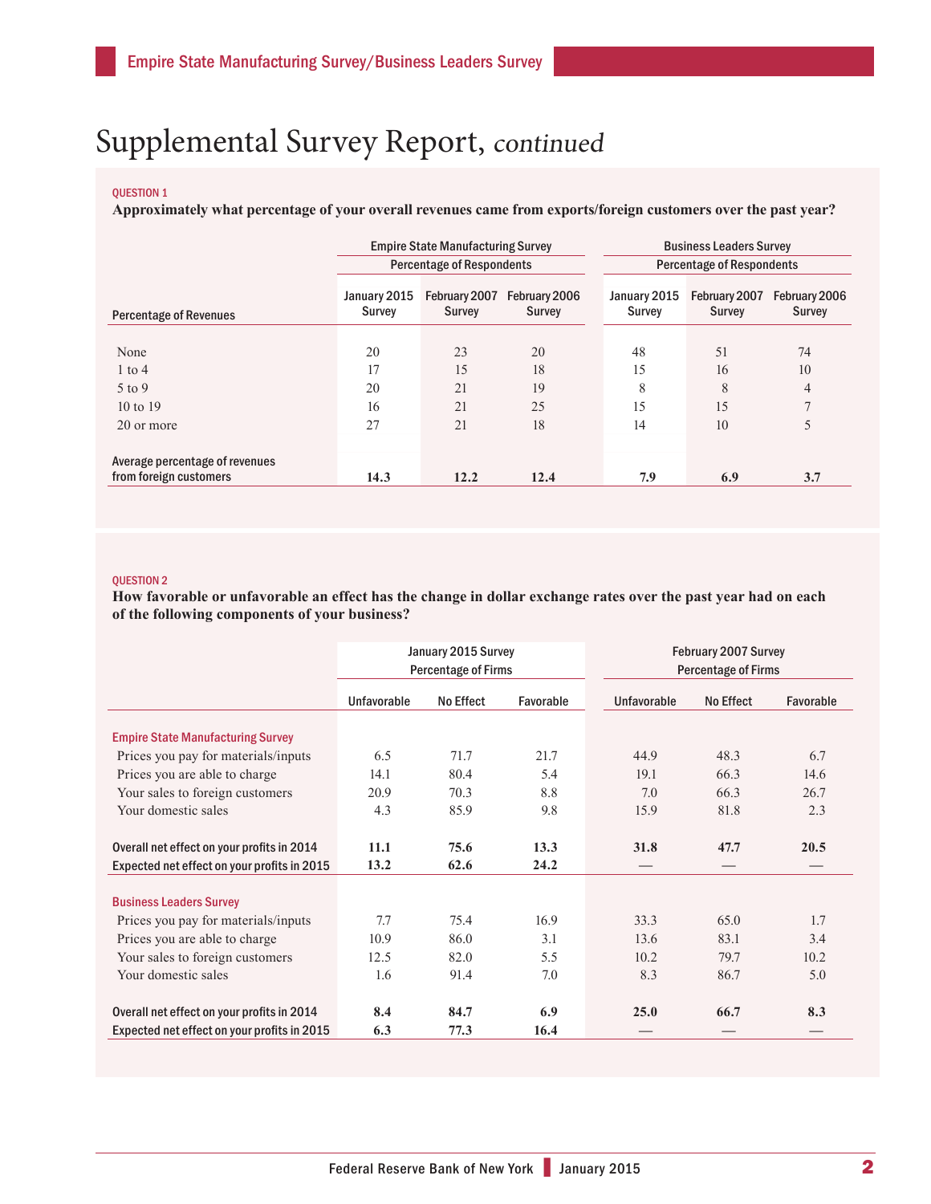# Supplemental Survey Report, *continued*

QUESTION 1

**Approximately what percentage of your overall revenues came from exports/foreign customers over the past year?**

| | Empire State Manufacturing Survey Percentage of Respondents | | | Business Leaders Survey Percentage of Respondents | | |
|---|---|---|---|---|---|---|
| Percentage of Revenues | January 2015 Survey | February 2007 Survey | February 2006 Survey | January 2015 Survey | February 2007 Survey | February 2006 Survey |
| None | 20 | 23 | 20 | 48 | 51 | 74 |
| 1 to 4 | 17 | 15 | 18 | 15 | 16 | 10 |
| 5 to 9 | 20 | 21 | 19 | 8 | 8 | 4 |
| 10 to 19 | 16 | 21 | 25 | 15 | 15 | 7 |
| 20 or more | 27 | 21 | 18 | 14 | 10 | 5 |
| Average percentage of revenues from foreign customers | **14.3** | **12.2** | **12.4** | **7.9** | **6.9** | **3.7** |

QUESTION 2

**How favorable or unfavorable an effect has the change in dollar exchange rates over the past year had on each of the following components of your business?**

| | January 2015 Survey Percentage of Firms | | | February 2007 Survey Percentage of Firms | | |
|---|---|---|---|---|---|---|
| | Unfavorable | No Effect | Favorable | Unfavorable | No Effect | Favorable |
| **Empire State Manufacturing Survey** | | | | | | |
| Prices you pay for materials/inputs | 6.5 | 71.7 | 21.7 | 44.9 | 48.3 | 6.7 |
| Prices you are able to charge | 14.1 | 80.4 | 5.4 | 19.1 | 66.3 | 14.6 |
| Your sales to foreign customers | 20.9 | 70.3 | 8.8 | 7.0 | 66.3 | 26.7 |
| Your domestic sales | 4.3 | 85.9 | 9.8 | 15.9 | 81.8 | 2.3 |
| **Overall net effect on your profits in 2014** | **11.1** | **75.6** | **13.3** | **31.8** | **47.7** | **20.5** |
| **Expected net effect on your profits in 2015** | **13.2** | **62.6** | **24.2** | — | — | — |
| **Business Leaders Survey** | | | | | | |
| Prices you pay for materials/inputs | 7.7 | 75.4 | 16.9 | 33.3 | 65.0 | 1.7 |
| Prices you are able to charge | 10.9 | 86.0 | 3.1 | 13.6 | 83.1 | 3.4 |
| Your sales to foreign customers | 12.5 | 82.0 | 5.5 | 10.2 | 79.7 | 10.2 |
| Your domestic sales | 1.6 | 91.4 | 7.0 | 8.3 | 86.7 | 5.0 |
| **Overall net effect on your profits in 2014** | **8.4** | **84.7** | **6.9** | **25.0** | **66.7** | **8.3** |
| **Expected net effect on your profits in 2015** | **6.3** | **77.3** | **16.4** | — | — | — |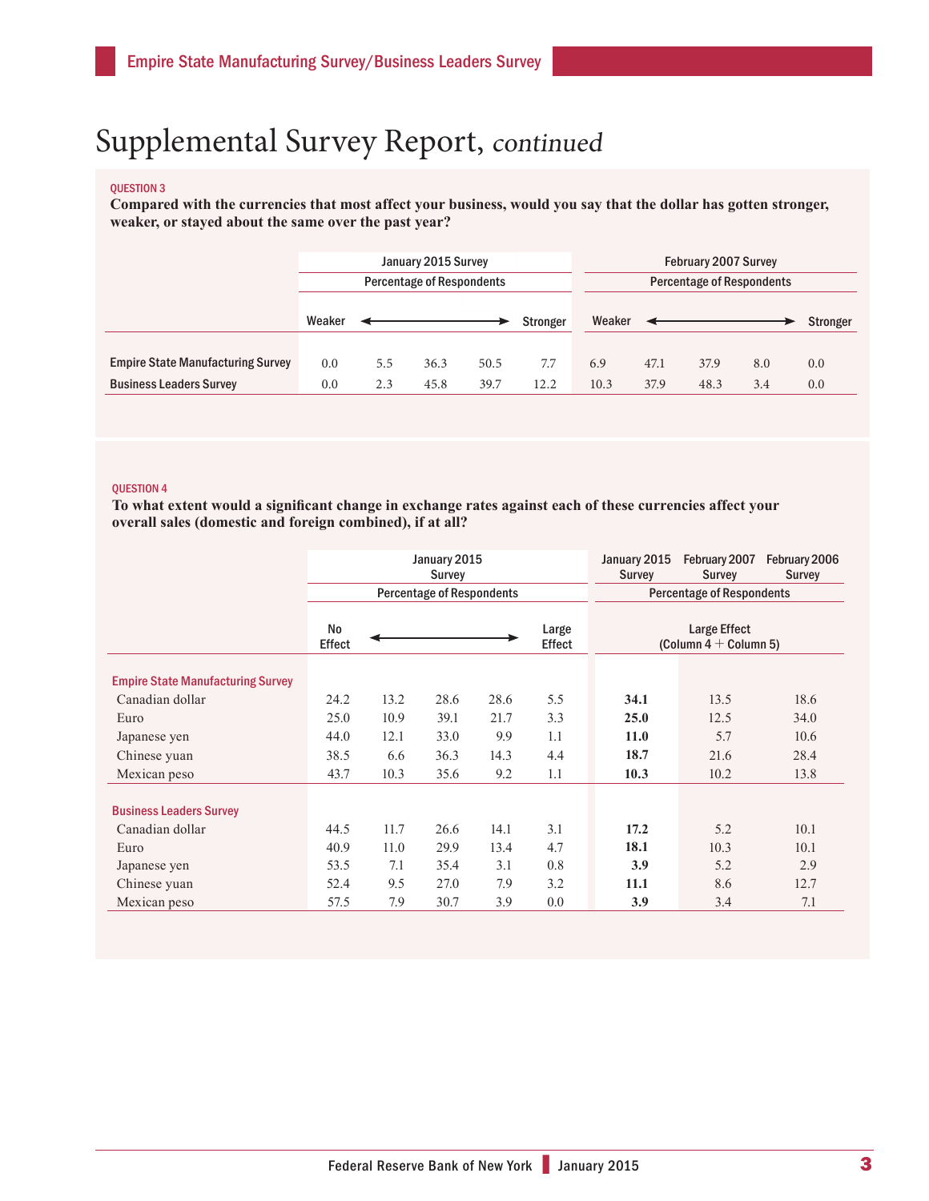# Supplemental Survey Report, *continued*

**QUESTION 3**

**Compared with the currencies that most affect your business, would you say that the dollar has gotten stronger, weaker, or stayed about the same over the past year?**

| | January 2015 Survey | | | | | February 2007 Survey | | | | |
|---|---|---|---|---|---|---|---|---|---|---|
| | Percentage of Respondents | | | | | Percentage of Respondents | | | | |
| | Weaker | ← | | → | Stronger | Weaker | ← | | → | Stronger |
| Empire State Manufacturing Survey | 0.0 | 5.5 | 36.3 | 50.5 | 7.7 | 6.9 | 47.1 | 37.9 | 8.0 | 0.0 |
| Business Leaders Survey | 0.0 | 2.3 | 45.8 | 39.7 | 12.2 | 10.3 | 37.9 | 48.3 | 3.4 | 0.0 |

**QUESTION 4**

**To what extent would a significant change in exchange rates against each of these currencies affect your overall sales (domestic and foreign combined), if at all?**

| | January 2015 Survey | | | | | January 2015 Survey | February 2007 Survey | February 2006 Survey |
|---|---|---|---|---|---|---|---|---|
| | Percentage of Respondents | | | | | Percentage of Respondents | | |
| | No Effect | ← | | → | Large Effect | Large Effect (Column 4 + Column 5) | | |
| **Empire State Manufacturing Survey** | | | | | | | | |
| Canadian dollar | 24.2 | 13.2 | 28.6 | 28.6 | 5.5 | **34.1** | 13.5 | 18.6 |
| Euro | 25.0 | 10.9 | 39.1 | 21.7 | 3.3 | **25.0** | 12.5 | 34.0 |
| Japanese yen | 44.0 | 12.1 | 33.0 | 9.9 | 1.1 | **11.0** | 5.7 | 10.6 |
| Chinese yuan | 38.5 | 6.6 | 36.3 | 14.3 | 4.4 | **18.7** | 21.6 | 28.4 |
| Mexican peso | 43.7 | 10.3 | 35.6 | 9.2 | 1.1 | **10.3** | 10.2 | 13.8 |
| **Business Leaders Survey** | | | | | | | | |
| Canadian dollar | 44.5 | 11.7 | 26.6 | 14.1 | 3.1 | **17.2** | 5.2 | 10.1 |
| Euro | 40.9 | 11.0 | 29.9 | 13.4 | 4.7 | **18.1** | 10.3 | 10.1 |
| Japanese yen | 53.5 | 7.1 | 35.4 | 3.1 | 0.8 | **3.9** | 5.2 | 2.9 |
| Chinese yuan | 52.4 | 9.5 | 27.0 | 7.9 | 3.2 | **11.1** | 8.6 | 12.7 |
| Mexican peso | 57.5 | 7.9 | 30.7 | 3.9 | 0.0 | **3.9** | 3.4 | 7.1 |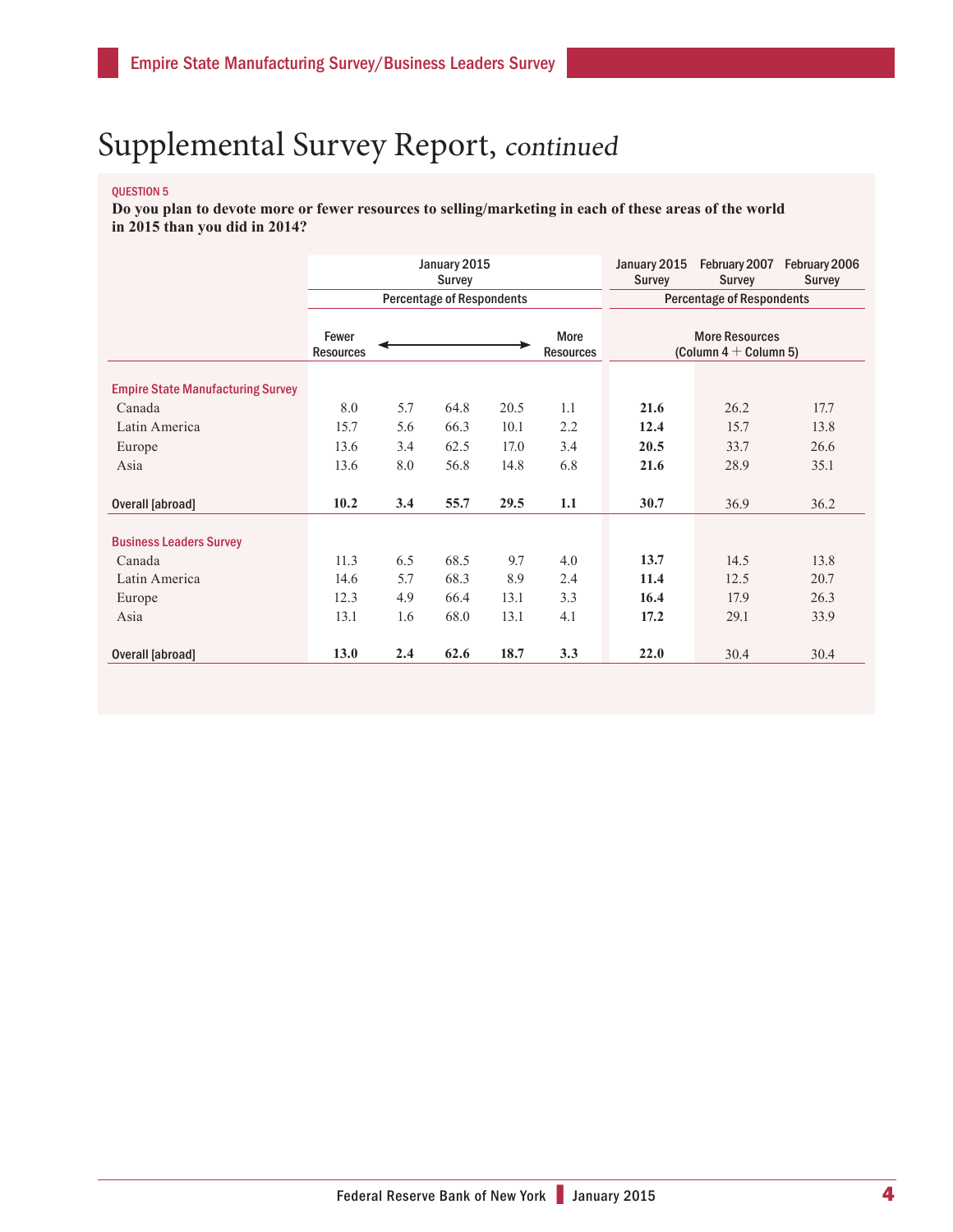# Supplemental Survey Report, *continued*

QUESTION 5

**Do you plan to devote more or fewer resources to selling/marketing in each of these areas of the world in 2015 than you did in 2014?**

| | January 2015 Survey | | | | | January 2015 Survey | February 2007 Survey | February 2006 Survey |
|---|---|---|---|---|---|---|---|---|
| | Percentage of Respondents | | | | | Percentage of Respondents | | |
| | Fewer Resources | ← | | → | More Resources | More Resources (Column 4 + Column 5) | | |
| **Empire State Manufacturing Survey** | | | | | | | | |
| Canada | 8.0 | 5.7 | 64.8 | 20.5 | 1.1 | **21.6** | 26.2 | 17.7 |
| Latin America | 15.7 | 5.6 | 66.3 | 10.1 | 2.2 | **12.4** | 15.7 | 13.8 |
| Europe | 13.6 | 3.4 | 62.5 | 17.0 | 3.4 | **20.5** | 33.7 | 26.6 |
| Asia | 13.6 | 8.0 | 56.8 | 14.8 | 6.8 | **21.6** | 28.9 | 35.1 |
| Overall [abroad] | **10.2** | **3.4** | **55.7** | **29.5** | **1.1** | **30.7** | 36.9 | 36.2 |
| **Business Leaders Survey** | | | | | | | | |
| Canada | 11.3 | 6.5 | 68.5 | 9.7 | 4.0 | **13.7** | 14.5 | 13.8 |
| Latin America | 14.6 | 5.7 | 68.3 | 8.9 | 2.4 | **11.4** | 12.5 | 20.7 |
| Europe | 12.3 | 4.9 | 66.4 | 13.1 | 3.3 | **16.4** | 17.9 | 26.3 |
| Asia | 13.1 | 1.6 | 68.0 | 13.1 | 4.1 | **17.2** | 29.1 | 33.9 |
| Overall [abroad] | **13.0** | **2.4** | **62.6** | **18.7** | **3.3** | **22.0** | 30.4 | 30.4 |